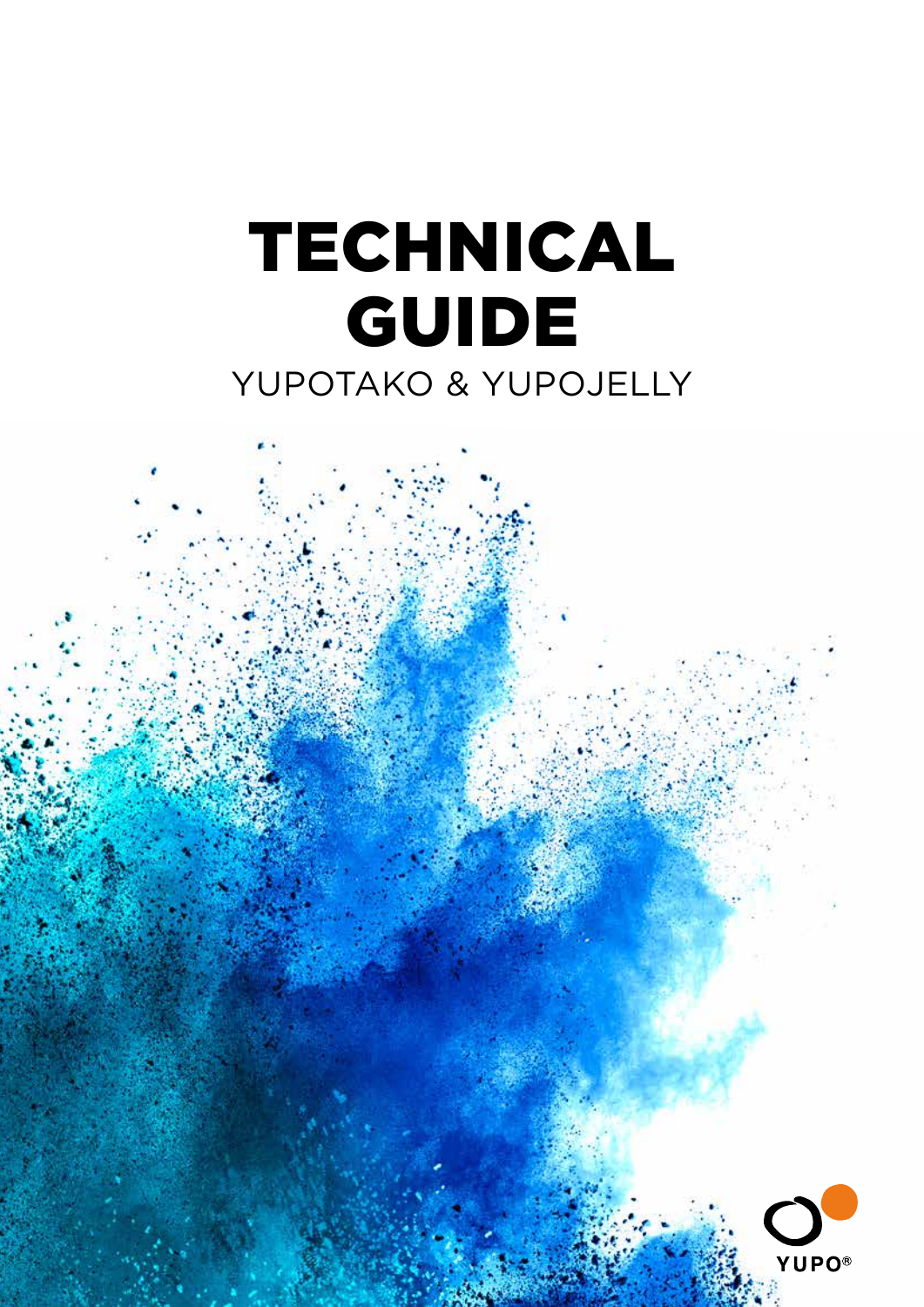# TECHNICAL GUIDE

## YUPOTAKO & YUPOJELLY

YUPO®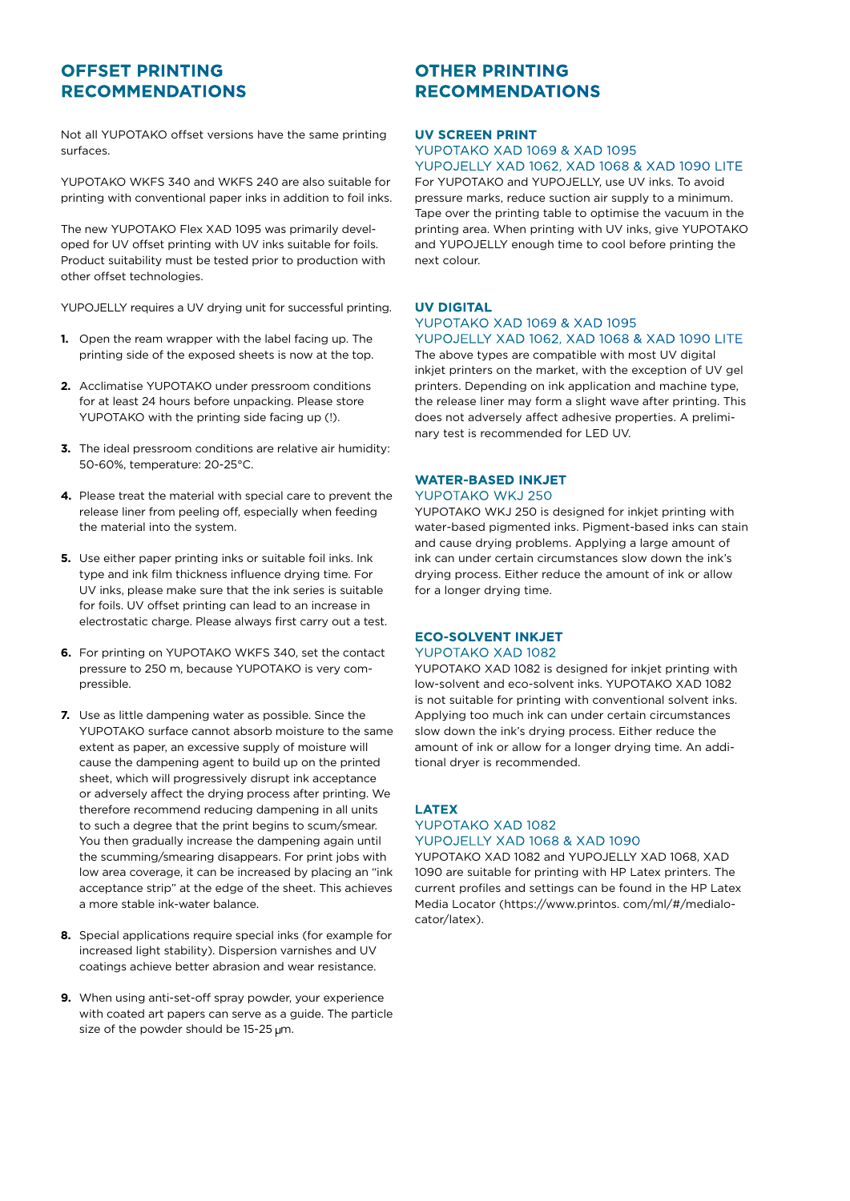## OFFSET PRINTING RECOMMENDATIONS

Not all YUPOTAKO offset versions have the same printing surfaces.

YUPOTAKO WKFS 340 and WKFS 240 are also suitable for printing with conventional paper inks in addition to foil inks.

The new YUPOTAKO Flex XAD 1095 was primarily developed for UV offset printing with UV inks suitable for foils. Product suitability must be tested prior to production with other offset technologies.

YUPOJELLY requires a UV drying unit for successful printing.

1. Open the ream wrapper with the label facing up. The printing side of the exposed sheets is now at the top.
2. Acclimatise YUPOTAKO under pressroom conditions for at least 24 hours before unpacking. Please store YUPOTAKO with the printing side facing up (!).
3. The ideal pressroom conditions are relative air humidity: 50-60%, temperature: 20-25°C.
4. Please treat the material with special care to prevent the release liner from peeling off, especially when feeding the material into the system.
5. Use either paper printing inks or suitable foil inks. Ink type and ink film thickness influence drying time. For UV inks, please make sure that the ink series is suitable for foils. UV offset printing can lead to an increase in electrostatic charge. Please always first carry out a test.
6. For printing on YUPOTAKO WKFS 340, set the contact pressure to 250 m, because YUPOTAKO is very compressible.
7. Use as little dampening water as possible. Since the YUPOTAKO surface cannot absorb moisture to the same extent as paper, an excessive supply of moisture will cause the dampening agent to build up on the printed sheet, which will progressively disrupt ink acceptance or adversely affect the drying process after printing. We therefore recommend reducing dampening in all units to such a degree that the print begins to scum/smear. You then gradually increase the dampening again until the scumming/smearing disappears. For print jobs with low area coverage, it can be increased by placing an "ink acceptance strip" at the edge of the sheet. This achieves a more stable ink-water balance.
8. Special applications require special inks (for example for increased light stability). Dispersion varnishes and UV coatings achieve better abrasion and wear resistance.
9. When using anti-set-off spray powder, your experience with coated art papers can serve as a guide. The particle size of the powder should be 15-25 µm.

## OTHER PRINTING RECOMMENDATIONS

### UV SCREEN PRINT

YUPOTAKO XAD 1069 & XAD 1095
YUPOJELLY XAD 1062, XAD 1068 & XAD 1090 LITE

For YUPOTAKO and YUPOJELLY, use UV inks. To avoid pressure marks, reduce suction air supply to a minimum. Tape over the printing table to optimise the vacuum in the printing area. When printing with UV inks, give YUPOTAKO and YUPOJELLY enough time to cool before printing the next colour.

### UV DIGITAL

YUPOTAKO XAD 1069 & XAD 1095
YUPOJELLY XAD 1062, XAD 1068 & XAD 1090 LITE

The above types are compatible with most UV digital inkjet printers on the market, with the exception of UV gel printers. Depending on ink application and machine type, the release liner may form a slight wave after printing. This does not adversely affect adhesive properties. A preliminary test is recommended for LED UV.

### WATER-BASED INKJET

YUPOTAKO WKJ 250

YUPOTAKO WKJ 250 is designed for inkjet printing with water-based pigmented inks. Pigment-based inks can stain and cause drying problems. Applying a large amount of ink can under certain circumstances slow down the ink's drying process. Either reduce the amount of ink or allow for a longer drying time.

### ECO-SOLVENT INKJET

YUPOTAKO XAD 1082

YUPOTAKO XAD 1082 is designed for inkjet printing with low-solvent and eco-solvent inks. YUPOTAKO XAD 1082 is not suitable for printing with conventional solvent inks. Applying too much ink can under certain circumstances slow down the ink's drying process. Either reduce the amount of ink or allow for a longer drying time. An additional dryer is recommended.

### LATEX

YUPOTAKO XAD 1082
YUPOJELLY XAD 1068 & XAD 1090

YUPOTAKO XAD 1082 and YUPOJELLY XAD 1068, XAD 1090 are suitable for printing with HP Latex printers. The current profiles and settings can be found in the HP Latex Media Locator (https://www.printos. com/ml/#/medialocator/latex).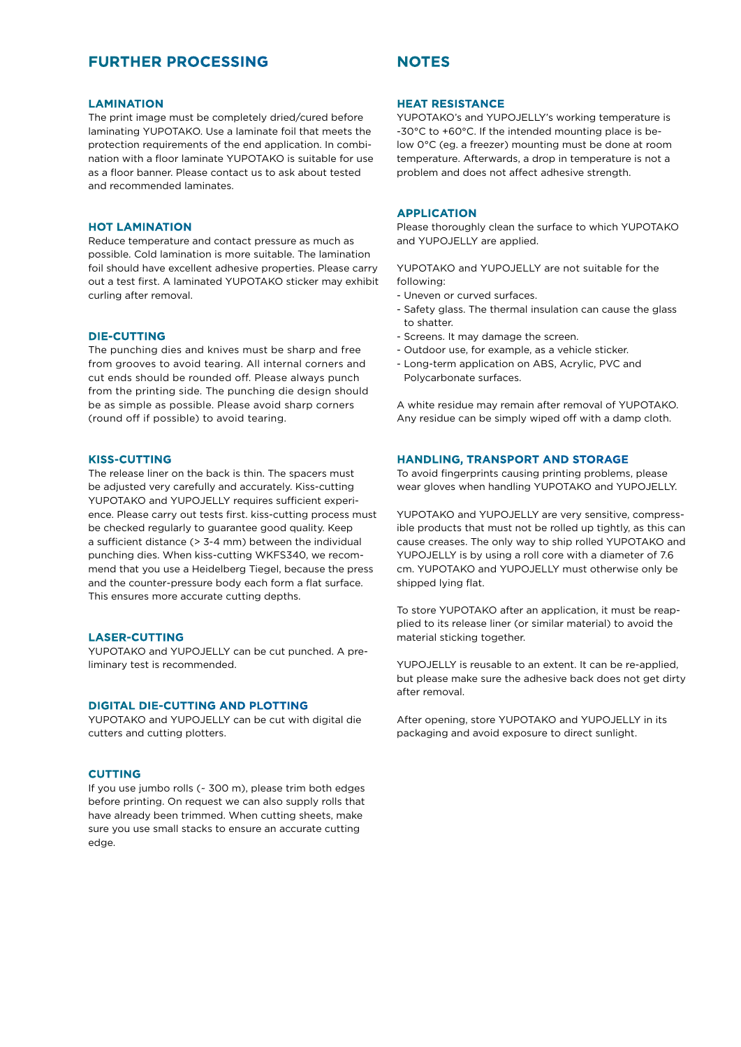## FURTHER PROCESSING

### LAMINATION

The print image must be completely dried/cured before laminating YUPOTAKO. Use a laminate foil that meets the protection requirements of the end application. In combination with a floor laminate YUPOTAKO is suitable for use as a floor banner. Please contact us to ask about tested and recommended laminates.

### HOT LAMINATION

Reduce temperature and contact pressure as much as possible. Cold lamination is more suitable. The lamination foil should have excellent adhesive properties. Please carry out a test first. A laminated YUPOTAKO sticker may exhibit curling after removal.

### DIE-CUTTING

The punching dies and knives must be sharp and free from grooves to avoid tearing. All internal corners and cut ends should be rounded off. Please always punch from the printing side. The punching die design should be as simple as possible. Please avoid sharp corners (round off if possible) to avoid tearing.

### KISS-CUTTING

The release liner on the back is thin. The spacers must be adjusted very carefully and accurately. Kiss-cutting YUPOTAKO and YUPOJELLY requires sufficient experience. Please carry out tests first. kiss-cutting process must be checked regularly to guarantee good quality. Keep a sufficient distance (> 3-4 mm) between the individual punching dies. When kiss-cutting WKFS340, we recommend that you use a Heidelberg Tiegel, because the press and the counter-pressure body each form a flat surface. This ensures more accurate cutting depths.

### LASER-CUTTING

YUPOTAKO and YUPOJELLY can be cut punched. A preliminary test is recommended.

### DIGITAL DIE-CUTTING AND PLOTTING

YUPOTAKO and YUPOJELLY can be cut with digital die cutters and cutting plotters.

### CUTTING

If you use jumbo rolls (~ 300 m), please trim both edges before printing. On request we can also supply rolls that have already been trimmed. When cutting sheets, make sure you use small stacks to ensure an accurate cutting edge.

## NOTES

### HEAT RESISTANCE

YUPOTAKO's and YUPOJELLY's working temperature is -30°C to +60°C. If the intended mounting place is below 0°C (eg. a freezer) mounting must be done at room temperature. Afterwards, a drop in temperature is not a problem and does not affect adhesive strength.

### APPLICATION

Please thoroughly clean the surface to which YUPOTAKO and YUPOJELLY are applied.

YUPOTAKO and YUPOJELLY are not suitable for the following:

- Uneven or curved surfaces.
- Safety glass. The thermal insulation can cause the glass to shatter.
- Screens. It may damage the screen.
- Outdoor use, for example, as a vehicle sticker.
- Long-term application on ABS, Acrylic, PVC and Polycarbonate surfaces.

A white residue may remain after removal of YUPOTAKO. Any residue can be simply wiped off with a damp cloth.

### HANDLING, TRANSPORT AND STORAGE

To avoid fingerprints causing printing problems, please wear gloves when handling YUPOTAKO and YUPOJELLY.

YUPOTAKO and YUPOJELLY are very sensitive, compressible products that must not be rolled up tightly, as this can cause creases. The only way to ship rolled YUPOTAKO and YUPOJELLY is by using a roll core with a diameter of 7.6 cm. YUPOTAKO and YUPOJELLY must otherwise only be shipped lying flat.

To store YUPOTAKO after an application, it must be reapplied to its release liner (or similar material) to avoid the material sticking together.

YUPOJELLY is reusable to an extent. It can be re-applied, but please make sure the adhesive back does not get dirty after removal.

After opening, store YUPOTAKO and YUPOJELLY in its packaging and avoid exposure to direct sunlight.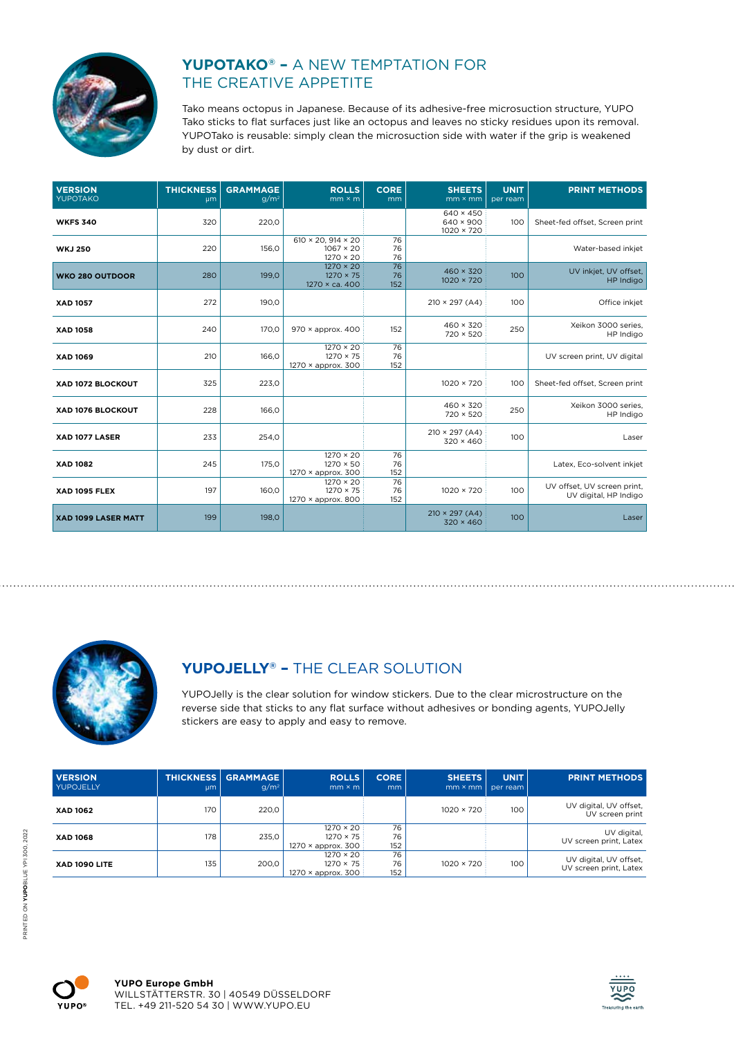## YUPOTAKO® – A NEW TEMPTATION FOR THE CREATIVE APPETITE

Tako means octopus in Japanese. Because of its adhesive-free microsuction structure, YUPO Tako sticks to flat surfaces just like an octopus and leaves no sticky residues upon its removal. YUPOTako is reusable: simply clean the microsuction side with water if the grip is weakened by dust or dirt.

| VERSION YUPOTAKO | THICKNESS µm | GRAMMAGE g/m² | ROLLS mm × m | CORE mm | SHEETS mm × mm | UNIT per ream | PRINT METHODS |
|---|---|---|---|---|---|---|---|
| **WKFS 340** | 320 | 220,0 | | | 640 × 450<br>640 × 900<br>1020 × 720 | 100 | Sheet-fed offset, Screen print |
| **WKJ 250** | 220 | 156,0 | 610 × 20, 914 × 20<br>1067 × 20<br>1270 × 20 | 76<br>76<br>76 | | | Water-based inkjet |
| **WKO 280 OUTDOOR** | 280 | 199,0 | 1270 × 20<br>1270 × 75<br>1270 × ca. 400 | 76<br>76<br>152 | 460 × 320<br>1020 × 720 | 100 | UV inkjet, UV offset, HP Indigo |
| **XAD 1057** | 272 | 190,0 | | | 210 × 297 (A4) | 100 | Office inkjet |
| **XAD 1058** | 240 | 170,0 | 970 × approx. 400 | 152 | 460 × 320<br>720 × 520 | 250 | Xeikon 3000 series, HP Indigo |
| **XAD 1069** | 210 | 166,0 | 1270 × 20<br>1270 × 75<br>1270 × approx. 300 | 76<br>76<br>152 | | | UV screen print, UV digital |
| **XAD 1072 BLOCKOUT** | 325 | 223,0 | | | 1020 × 720 | 100 | Sheet-fed offset, Screen print |
| **XAD 1076 BLOCKOUT** | 228 | 166,0 | | | 460 × 320<br>720 × 520 | 250 | Xeikon 3000 series, HP Indigo |
| **XAD 1077 LASER** | 233 | 254,0 | | | 210 × 297 (A4)<br>320 × 460 | 100 | Laser |
| **XAD 1082** | 245 | 175,0 | 1270 × 20<br>1270 × 50<br>1270 × approx. 300 | 76<br>76<br>152 | | | Latex, Eco-solvent inkjet |
| **XAD 1095 FLEX** | 197 | 160,0 | 1270 × 20<br>1270 × 75<br>1270 × approx. 800 | 76<br>76<br>152 | 1020 × 720 | 100 | UV offset, UV screen print, UV digital, HP Indigo |
| **XAD 1099 LASER MATT** | 199 | 198,0 | | | 210 × 297 (A4)<br>320 × 460 | 100 | Laser |

## YUPOJELLY® – THE CLEAR SOLUTION

YUPOJelly is the clear solution for window stickers. Due to the clear microstructure on the reverse side that sticks to any flat surface without adhesives or bonding agents, YUPOJelly stickers are easy to apply and easy to remove.

| VERSION YUPOJELLY | THICKNESS µm | GRAMMAGE g/m² | ROLLS mm × m | CORE mm | SHEETS mm × mm | UNIT per ream | PRINT METHODS |
|---|---|---|---|---|---|---|---|
| **XAD 1062** | 170 | 220,0 | | | 1020 × 720 | 100 | UV digital, UV offset, UV screen print |
| **XAD 1068** | 178 | 235,0 | 1270 × 20<br>1270 × 75<br>1270 × approx. 300 | 76<br>76<br>152 | | | UV digital, UV screen print, Latex |
| **XAD 1090 LITE** | 135 | 200,0 | 1270 × 20<br>1270 × 75<br>1270 × approx. 300 | 76<br>76<br>152 | 1020 × 720 | 100 | UV digital, UV offset, UV screen print, Latex |

PRINTED ON YUPOBLUE YPI 300, 2022

**YUPO Europe GmbH**
WILLSTÄTTERSTR. 30 | 40549 DÜSSELDORF
TEL. +49 211-520 54 30 | WWW.YUPO.EU

YUPO Treasuring the earth